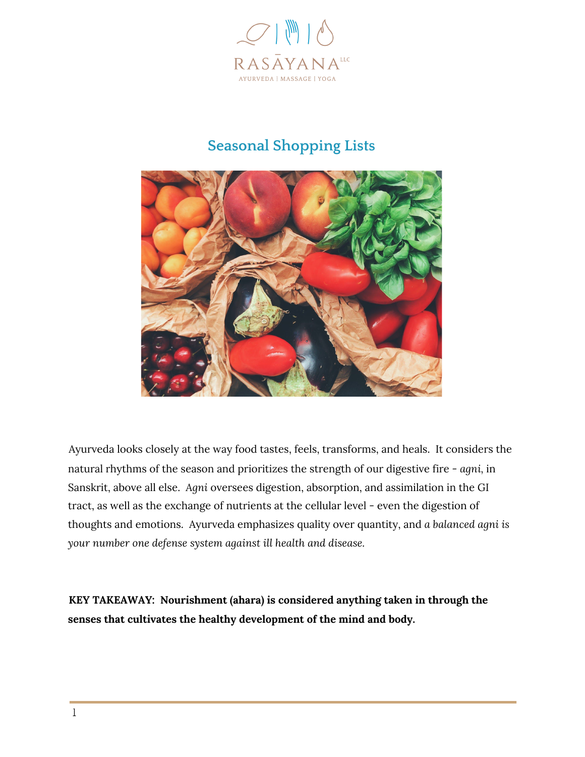RASĀYANA LLC

AYURVEDA | MASSAGE | YOGA

# Seasonal Shopping Lists

Ayurveda looks closely at the way food tastes, feels, transforms, and heals. It considers the natural rhythms of the season and prioritizes the strength of our digestive fire - *agni*, in Sanskrit, above all else. *Agni* oversees digestion, absorption, and assimilation in the GI tract, as well as the exchange of nutrients at the cellular level - even the digestion of thoughts and emotions. Ayurveda emphasizes quality over quantity, and *a balanced agni is your number one defense system against ill health and disease.*

**KEY TAKEAWAY: Nourishment (ahara) is considered anything taken in through the senses that cultivates the healthy development of the mind and body.**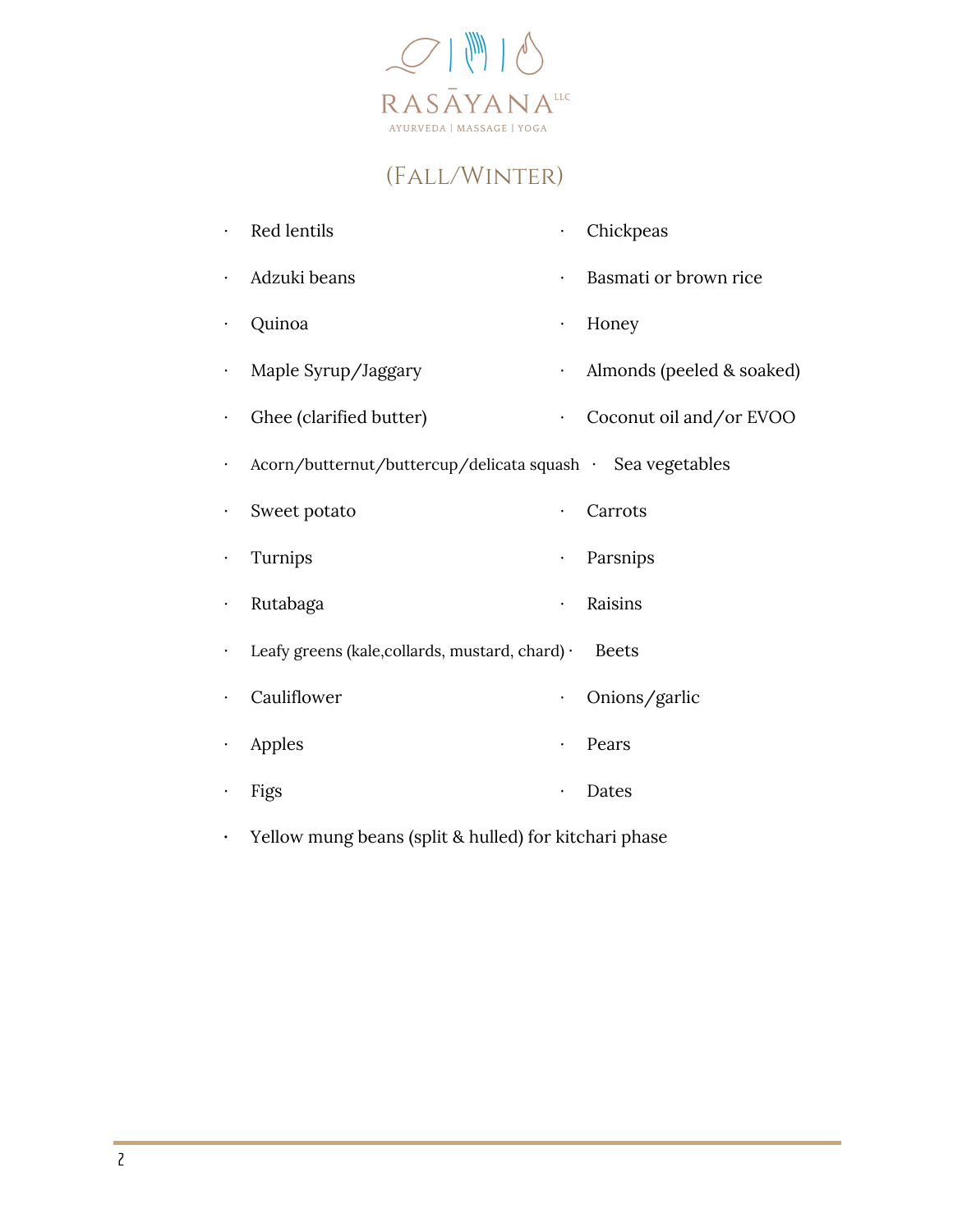RASĀYANA LLC

AYURVEDA | MASSAGE | YOGA

## (Fall/Winter)

- Red lentils
- Chickpeas
- Adzuki beans
- Basmati or brown rice
- Quinoa
- Honey
- Maple Syrup/Jaggary
- Almonds (peeled & soaked)
- Ghee (clarified butter)
- Coconut oil and/or EVOO
- Acorn/butternut/buttercup/delicata squash
- Sea vegetables
- Sweet potato
- Carrots
- Turnips
- Parsnips
- Rutabaga
- Raisins
- Leafy greens (kale,collards, mustard, chard)
- Beets
- Cauliflower
- Onions/garlic
- Apples
- Pears
- Figs
- Dates
- Yellow mung beans (split & hulled) for kitchari phase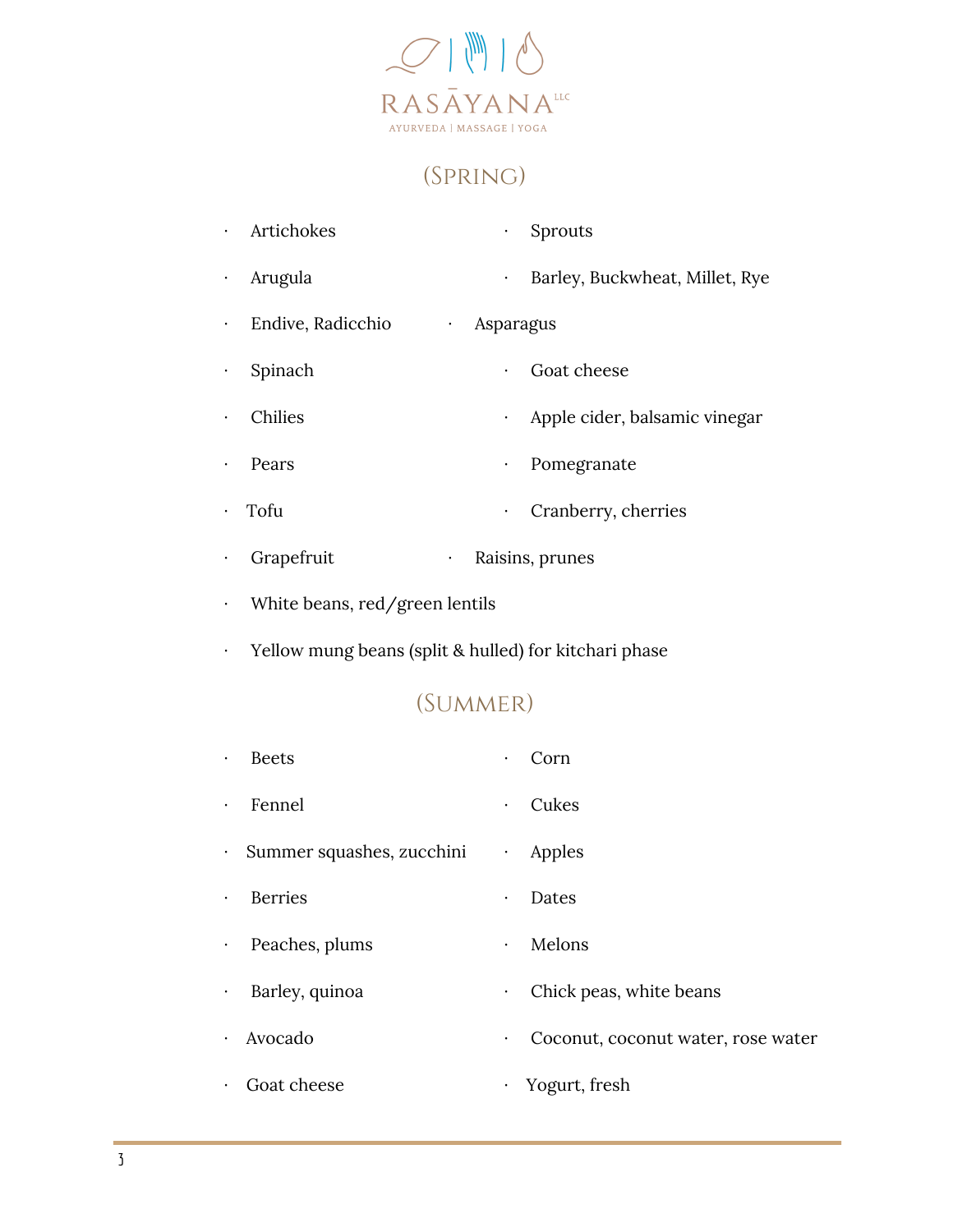RASĀYANA LLC

AYURVEDA | MASSAGE | YOGA

## (Spring)

- Artichokes
- Arugula
- Endive, Radicchio
- Spinach
- Chilies
- Pears
- Tofu
- Grapefruit
- Sprouts
- Barley, Buckwheat, Millet, Rye
- Asparagus
- Goat cheese
- Apple cider, balsamic vinegar
- Pomegranate
- Cranberry, cherries
- Raisins, prunes
- White beans, red/green lentils
- Yellow mung beans (split & hulled) for kitchari phase

## (Summer)

- Beets
- Fennel
- Summer squashes, zucchini
- Berries
- Peaches, plums
- Barley, quinoa
- Avocado
- Goat cheese
- Corn
- Cukes
- Apples
- Dates
- Melons
- Chick peas, white beans
- Coconut, coconut water, rose water
- Yogurt, fresh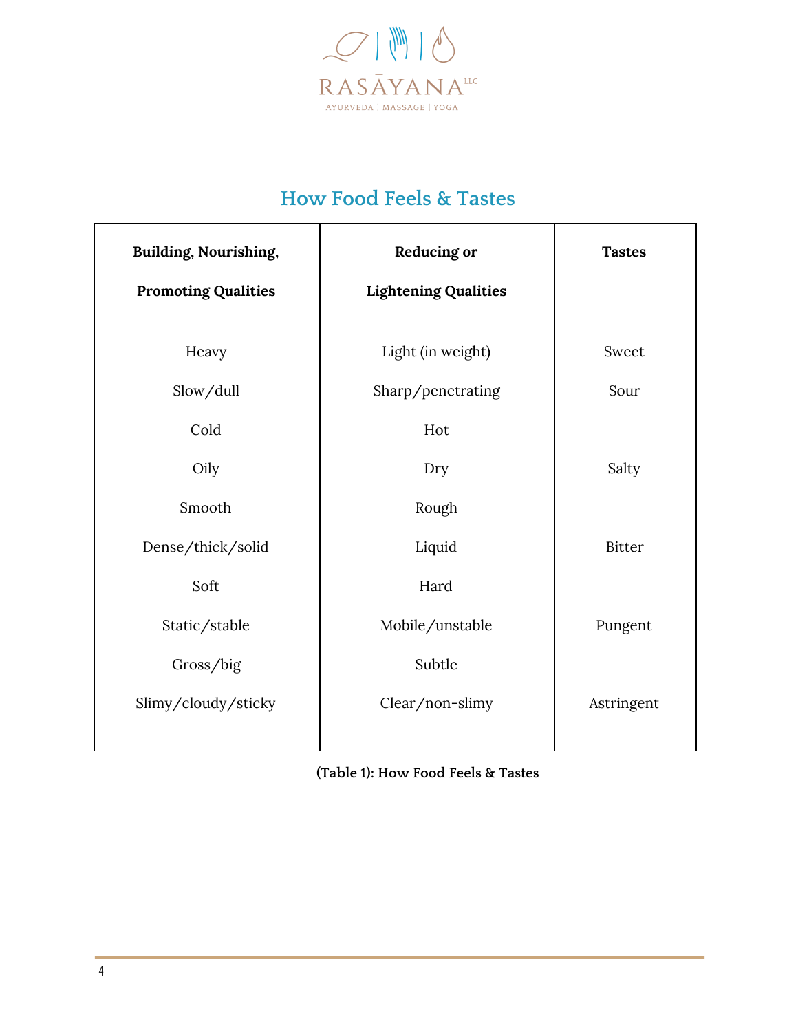## How Food Feels & Tastes

| Building, Nourishing, Promoting Qualities | Reducing or Lightening Qualities | Tastes |
|---|---|---|
| Heavy | Light (in weight) | Sweet |
| Slow/dull | Sharp/penetrating | Sour |
| Cold | Hot | |
| Oily | Dry | Salty |
| Smooth | Rough | |
| Dense/thick/solid | Liquid | Bitter |
| Soft | Hard | |
| Static/stable | Mobile/unstable | Pungent |
| Gross/big | Subtle | |
| Slimy/cloudy/sticky | Clear/non-slimy | Astringent |

**(Table 1): How Food Feels & Tastes**